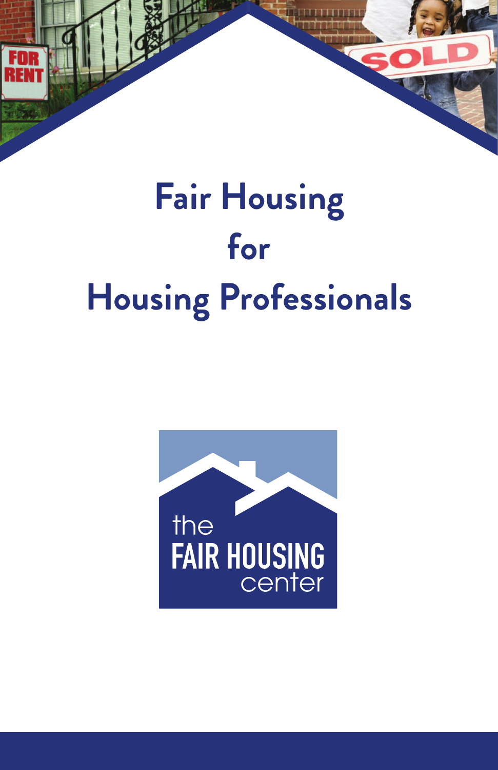# Fair Housing for Housing Professionals

the FAIR HOUSING center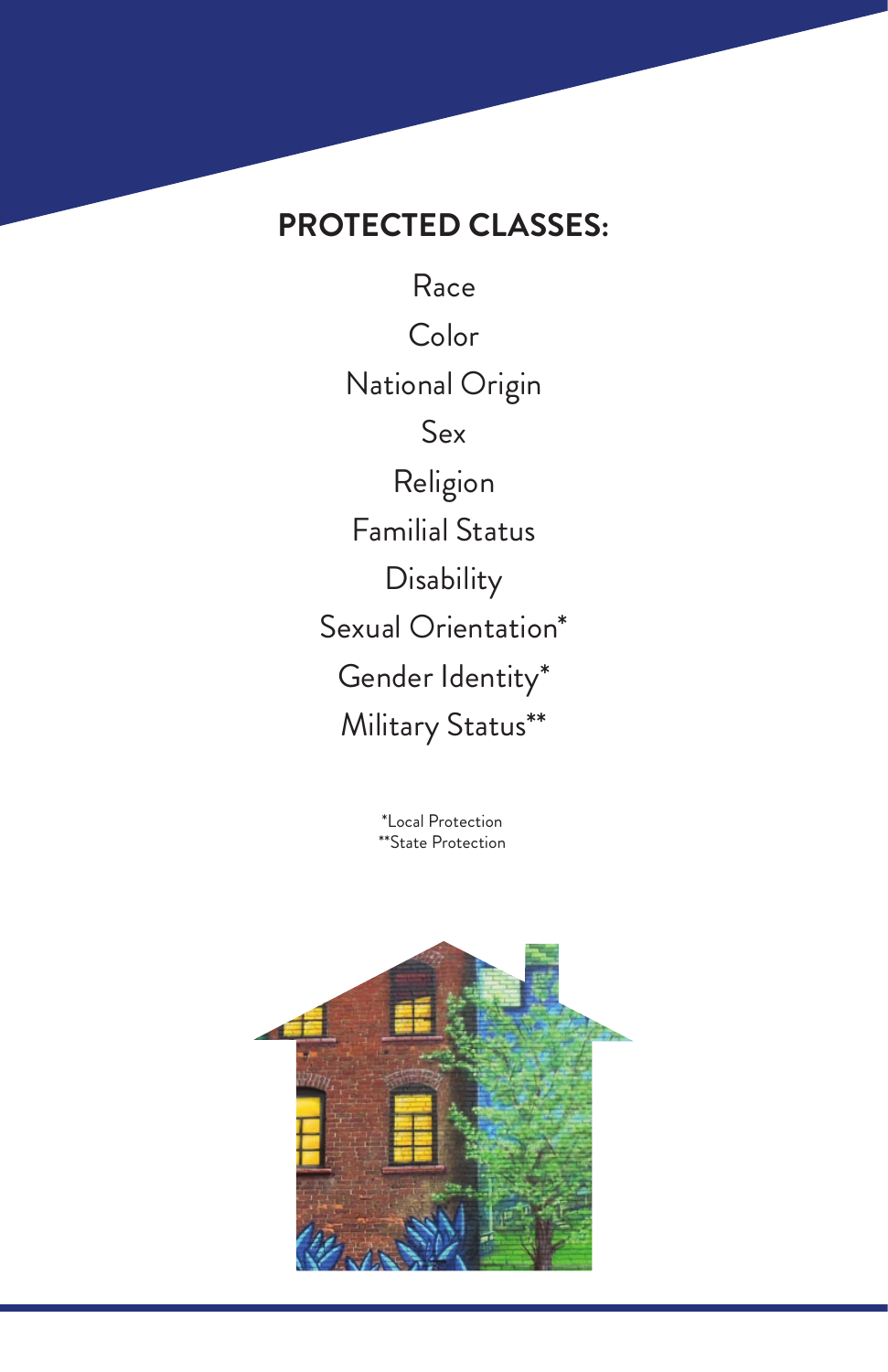## PROTECTED CLASSES:

Race

Color

National Origin

Sex

Religion

Familial Status

Disability

Sexual Orientation*

Gender Identity*

Military Status**

*Local Protection
**State Protection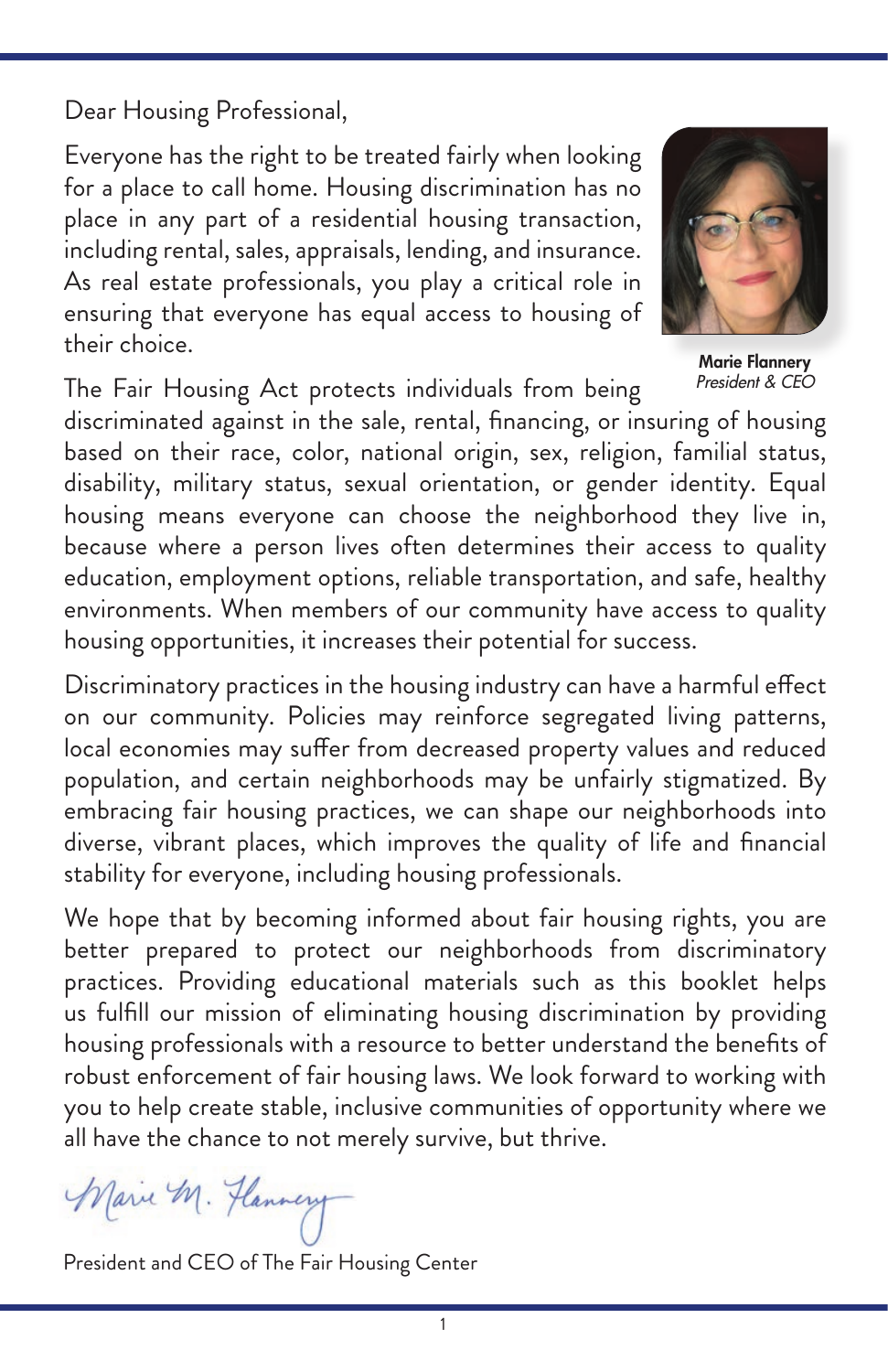Dear Housing Professional,

Everyone has the right to be treated fairly when looking for a place to call home. Housing discrimination has no place in any part of a residential housing transaction, including rental, sales, appraisals, lending, and insurance. As real estate professionals, you play a critical role in ensuring that everyone has equal access to housing of their choice.

**Marie Flannery**
*President & CEO*

The Fair Housing Act protects individuals from being discriminated against in the sale, rental, financing, or insuring of housing based on their race, color, national origin, sex, religion, familial status, disability, military status, sexual orientation, or gender identity. Equal housing means everyone can choose the neighborhood they live in, because where a person lives often determines their access to quality education, employment options, reliable transportation, and safe, healthy environments. When members of our community have access to quality housing opportunities, it increases their potential for success.

Discriminatory practices in the housing industry can have a harmful effect on our community. Policies may reinforce segregated living patterns, local economies may suffer from decreased property values and reduced population, and certain neighborhoods may be unfairly stigmatized. By embracing fair housing practices, we can shape our neighborhoods into diverse, vibrant places, which improves the quality of life and financial stability for everyone, including housing professionals.

We hope that by becoming informed about fair housing rights, you are better prepared to protect our neighborhoods from discriminatory practices. Providing educational materials such as this booklet helps us fulfill our mission of eliminating housing discrimination by providing housing professionals with a resource to better understand the benefits of robust enforcement of fair housing laws. We look forward to working with you to help create stable, inclusive communities of opportunity where we all have the chance to not merely survive, but thrive.

Marie M. Flannery

President and CEO of The Fair Housing Center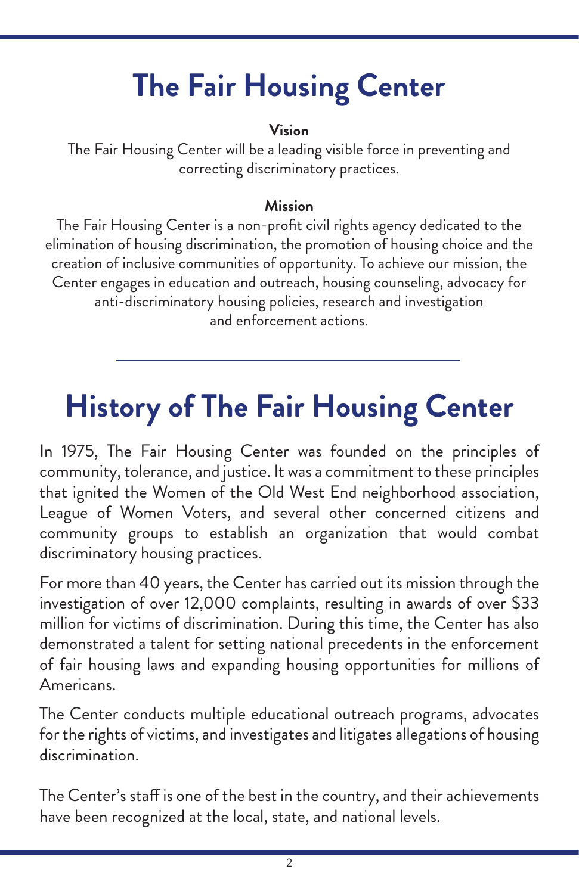# The Fair Housing Center

**Vision**

The Fair Housing Center will be a leading visible force in preventing and correcting discriminatory practices.

**Mission**

The Fair Housing Center is a non-profit civil rights agency dedicated to the elimination of housing discrimination, the promotion of housing choice and the creation of inclusive communities of opportunity. To achieve our mission, the Center engages in education and outreach, housing counseling, advocacy for anti-discriminatory housing policies, research and investigation and enforcement actions.

---

# History of The Fair Housing Center

In 1975, The Fair Housing Center was founded on the principles of community, tolerance, and justice. It was a commitment to these principles that ignited the Women of the Old West End neighborhood association, League of Women Voters, and several other concerned citizens and community groups to establish an organization that would combat discriminatory housing practices.

For more than 40 years, the Center has carried out its mission through the investigation of over 12,000 complaints, resulting in awards of over $33 million for victims of discrimination. During this time, the Center has also demonstrated a talent for setting national precedents in the enforcement of fair housing laws and expanding housing opportunities for millions of Americans.

The Center conducts multiple educational outreach programs, advocates for the rights of victims, and investigates and litigates allegations of housing discrimination.

The Center's staff is one of the best in the country, and their achievements have been recognized at the local, state, and national levels.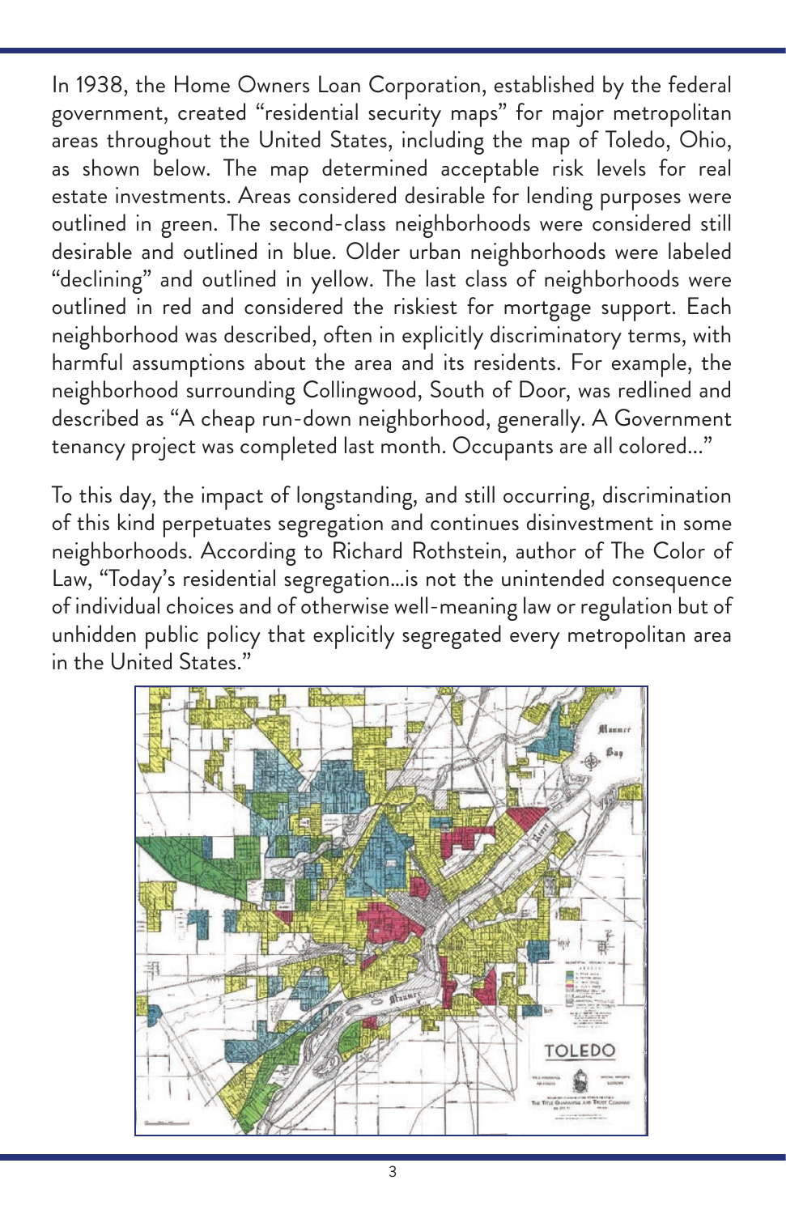In 1938, the Home Owners Loan Corporation, established by the federal government, created "residential security maps" for major metropolitan areas throughout the United States, including the map of Toledo, Ohio, as shown below. The map determined acceptable risk levels for real estate investments. Areas considered desirable for lending purposes were outlined in green. The second-class neighborhoods were considered still desirable and outlined in blue. Older urban neighborhoods were labeled "declining" and outlined in yellow. The last class of neighborhoods were outlined in red and considered the riskiest for mortgage support. Each neighborhood was described, often in explicitly discriminatory terms, with harmful assumptions about the area and its residents. For example, the neighborhood surrounding Collingwood, South of Door, was redlined and described as "A cheap run-down neighborhood, generally. A Government tenancy project was completed last month. Occupants are all colored..."

To this day, the impact of longstanding, and still occurring, discrimination of this kind perpetuates segregation and continues disinvestment in some neighborhoods. According to Richard Rothstein, author of The Color of Law, "Today's residential segregation...is not the unintended consequence of individual choices and of otherwise well-meaning law or regulation but of unhidden public policy that explicitly segregated every metropolitan area in the United States."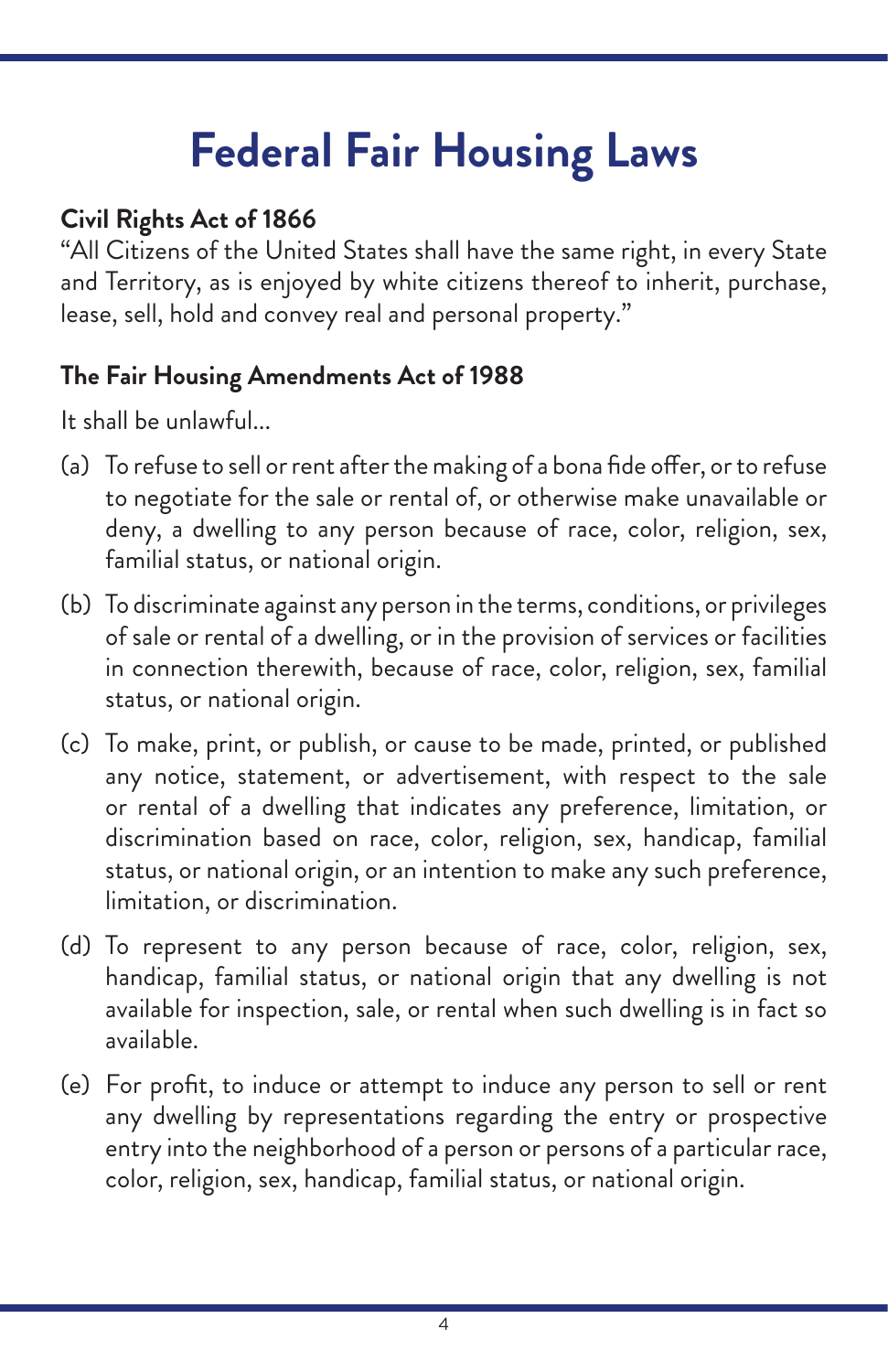# Federal Fair Housing Laws

**Civil Rights Act of 1866**

"All Citizens of the United States shall have the same right, in every State and Territory, as is enjoyed by white citizens thereof to inherit, purchase, lease, sell, hold and convey real and personal property."

**The Fair Housing Amendments Act of 1988**

It shall be unlawful...

(a) To refuse to sell or rent after the making of a bona fide offer, or to refuse to negotiate for the sale or rental of, or otherwise make unavailable or deny, a dwelling to any person because of race, color, religion, sex, familial status, or national origin.

(b) To discriminate against any person in the terms, conditions, or privileges of sale or rental of a dwelling, or in the provision of services or facilities in connection therewith, because of race, color, religion, sex, familial status, or national origin.

(c) To make, print, or publish, or cause to be made, printed, or published any notice, statement, or advertisement, with respect to the sale or rental of a dwelling that indicates any preference, limitation, or discrimination based on race, color, religion, sex, handicap, familial status, or national origin, or an intention to make any such preference, limitation, or discrimination.

(d) To represent to any person because of race, color, religion, sex, handicap, familial status, or national origin that any dwelling is not available for inspection, sale, or rental when such dwelling is in fact so available.

(e) For profit, to induce or attempt to induce any person to sell or rent any dwelling by representations regarding the entry or prospective entry into the neighborhood of a person or persons of a particular race, color, religion, sex, handicap, familial status, or national origin.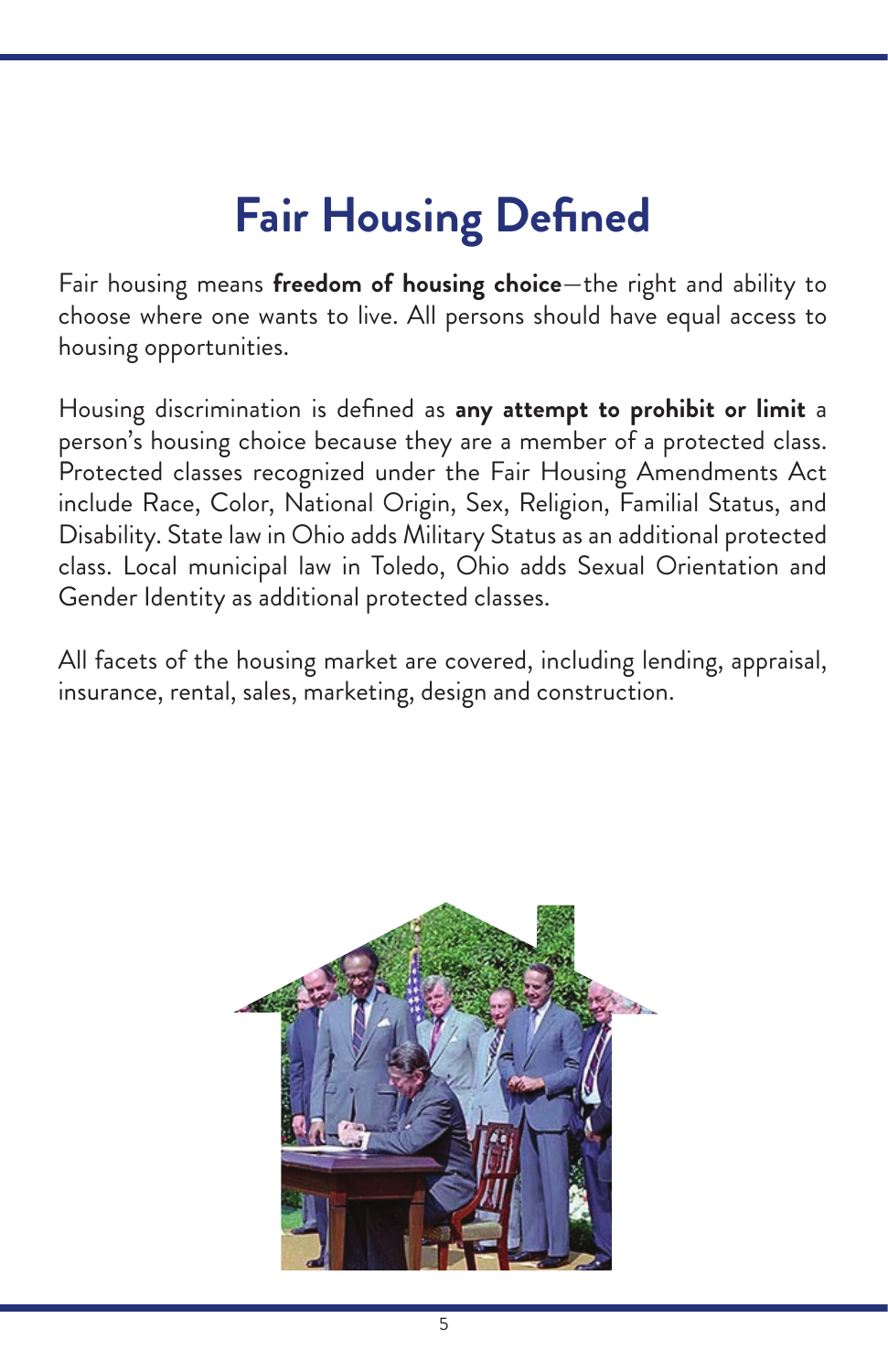# Fair Housing Defined

Fair housing means **freedom of housing choice**—the right and ability to choose where one wants to live. All persons should have equal access to housing opportunities.

Housing discrimination is defined as **any attempt to prohibit or limit** a person's housing choice because they are a member of a protected class. Protected classes recognized under the Fair Housing Amendments Act include Race, Color, National Origin, Sex, Religion, Familial Status, and Disability. State law in Ohio adds Military Status as an additional protected class. Local municipal law in Toledo, Ohio adds Sexual Orientation and Gender Identity as additional protected classes.

All facets of the housing market are covered, including lending, appraisal, insurance, rental, sales, marketing, design and construction.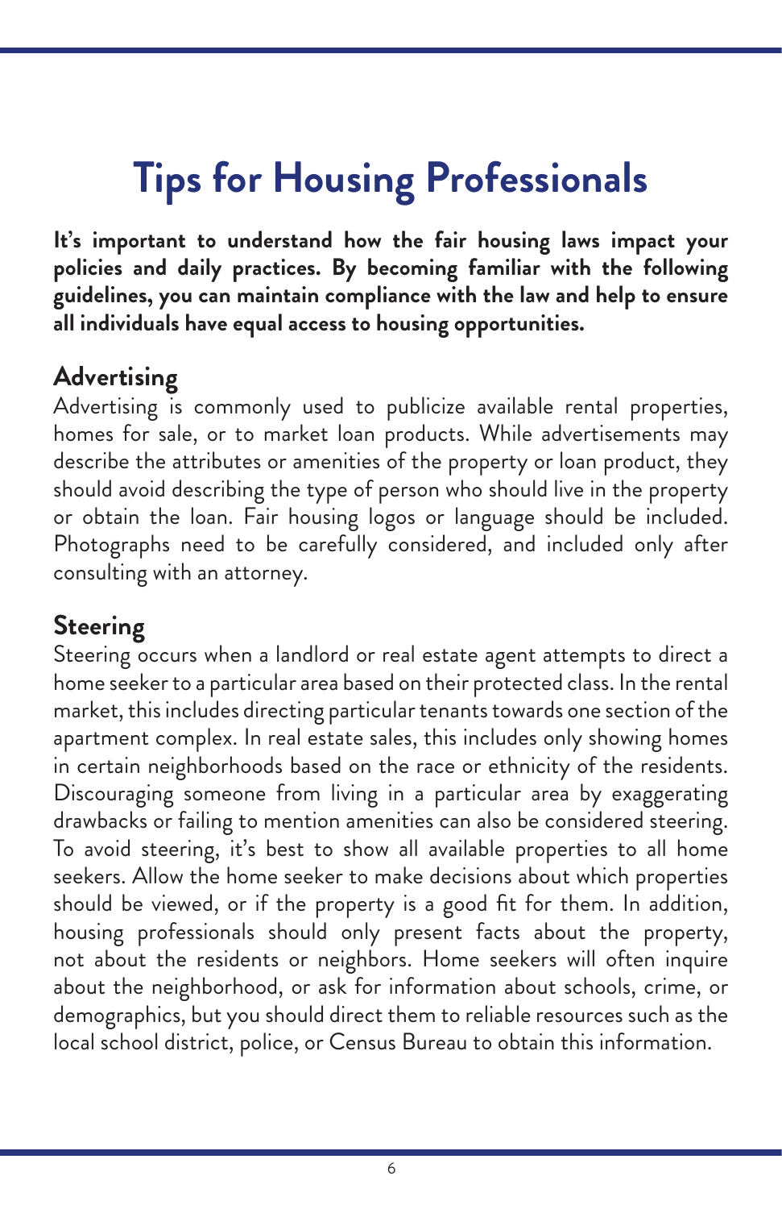# Tips for Housing Professionals

**It's important to understand how the fair housing laws impact your policies and daily practices. By becoming familiar with the following guidelines, you can maintain compliance with the law and help to ensure all individuals have equal access to housing opportunities.**

## Advertising

Advertising is commonly used to publicize available rental properties, homes for sale, or to market loan products. While advertisements may describe the attributes or amenities of the property or loan product, they should avoid describing the type of person who should live in the property or obtain the loan. Fair housing logos or language should be included. Photographs need to be carefully considered, and included only after consulting with an attorney.

## Steering

Steering occurs when a landlord or real estate agent attempts to direct a home seeker to a particular area based on their protected class. In the rental market, this includes directing particular tenants towards one section of the apartment complex. In real estate sales, this includes only showing homes in certain neighborhoods based on the race or ethnicity of the residents. Discouraging someone from living in a particular area by exaggerating drawbacks or failing to mention amenities can also be considered steering. To avoid steering, it's best to show all available properties to all home seekers. Allow the home seeker to make decisions about which properties should be viewed, or if the property is a good fit for them. In addition, housing professionals should only present facts about the property, not about the residents or neighbors. Home seekers will often inquire about the neighborhood, or ask for information about schools, crime, or demographics, but you should direct them to reliable resources such as the local school district, police, or Census Bureau to obtain this information.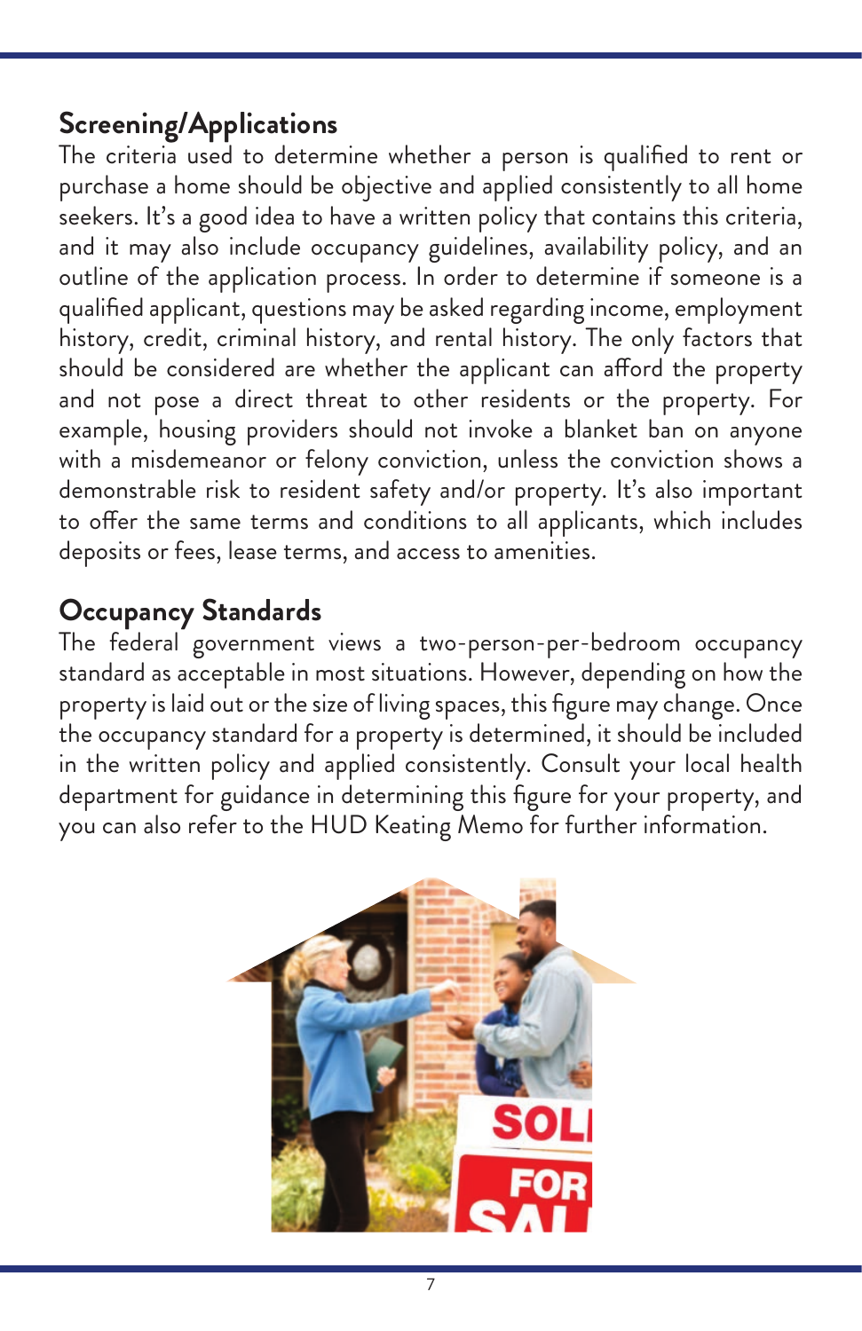## Screening/Applications

The criteria used to determine whether a person is qualified to rent or purchase a home should be objective and applied consistently to all home seekers. It's a good idea to have a written policy that contains this criteria, and it may also include occupancy guidelines, availability policy, and an outline of the application process. In order to determine if someone is a qualified applicant, questions may be asked regarding income, employment history, credit, criminal history, and rental history. The only factors that should be considered are whether the applicant can afford the property and not pose a direct threat to other residents or the property. For example, housing providers should not invoke a blanket ban on anyone with a misdemeanor or felony conviction, unless the conviction shows a demonstrable risk to resident safety and/or property. It's also important to offer the same terms and conditions to all applicants, which includes deposits or fees, lease terms, and access to amenities.

## Occupancy Standards

The federal government views a two-person-per-bedroom occupancy standard as acceptable in most situations. However, depending on how the property is laid out or the size of living spaces, this figure may change. Once the occupancy standard for a property is determined, it should be included in the written policy and applied consistently. Consult your local health department for guidance in determining this figure for your property, and you can also refer to the HUD Keating Memo for further information.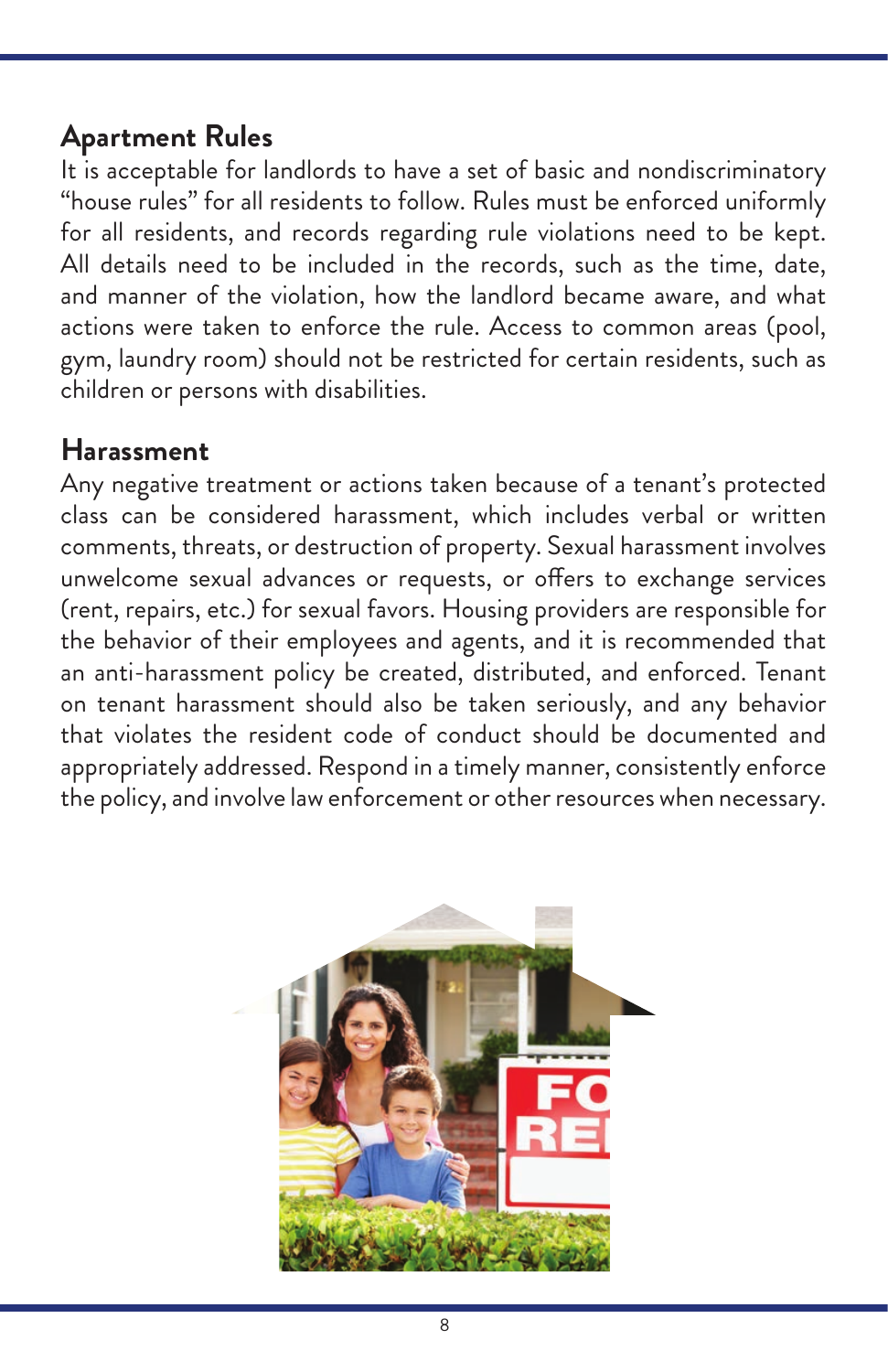## Apartment Rules

It is acceptable for landlords to have a set of basic and nondiscriminatory "house rules" for all residents to follow. Rules must be enforced uniformly for all residents, and records regarding rule violations need to be kept. All details need to be included in the records, such as the time, date, and manner of the violation, how the landlord became aware, and what actions were taken to enforce the rule. Access to common areas (pool, gym, laundry room) should not be restricted for certain residents, such as children or persons with disabilities.

## Harassment

Any negative treatment or actions taken because of a tenant's protected class can be considered harassment, which includes verbal or written comments, threats, or destruction of property. Sexual harassment involves unwelcome sexual advances or requests, or offers to exchange services (rent, repairs, etc.) for sexual favors. Housing providers are responsible for the behavior of their employees and agents, and it is recommended that an anti-harassment policy be created, distributed, and enforced. Tenant on tenant harassment should also be taken seriously, and any behavior that violates the resident code of conduct should be documented and appropriately addressed. Respond in a timely manner, consistently enforce the policy, and involve law enforcement or other resources when necessary.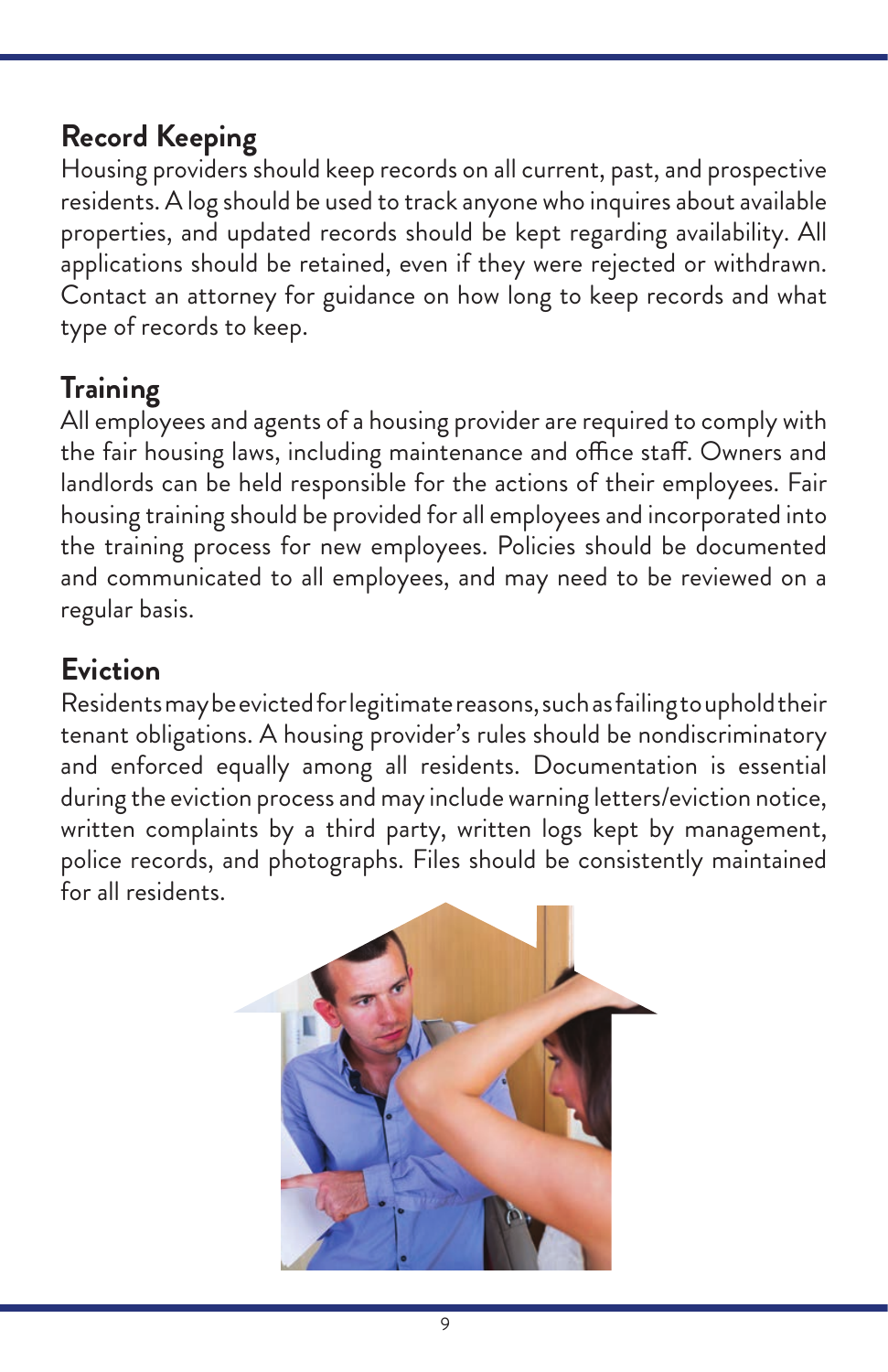## Record Keeping

Housing providers should keep records on all current, past, and prospective residents. A log should be used to track anyone who inquires about available properties, and updated records should be kept regarding availability. All applications should be retained, even if they were rejected or withdrawn. Contact an attorney for guidance on how long to keep records and what type of records to keep.

## Training

All employees and agents of a housing provider are required to comply with the fair housing laws, including maintenance and office staff. Owners and landlords can be held responsible for the actions of their employees. Fair housing training should be provided for all employees and incorporated into the training process for new employees. Policies should be documented and communicated to all employees, and may need to be reviewed on a regular basis.

## Eviction

Residents may be evicted for legitimate reasons, such as failing to uphold their tenant obligations. A housing provider's rules should be nondiscriminatory and enforced equally among all residents. Documentation is essential during the eviction process and may include warning letters/eviction notice, written complaints by a third party, written logs kept by management, police records, and photographs. Files should be consistently maintained for all residents.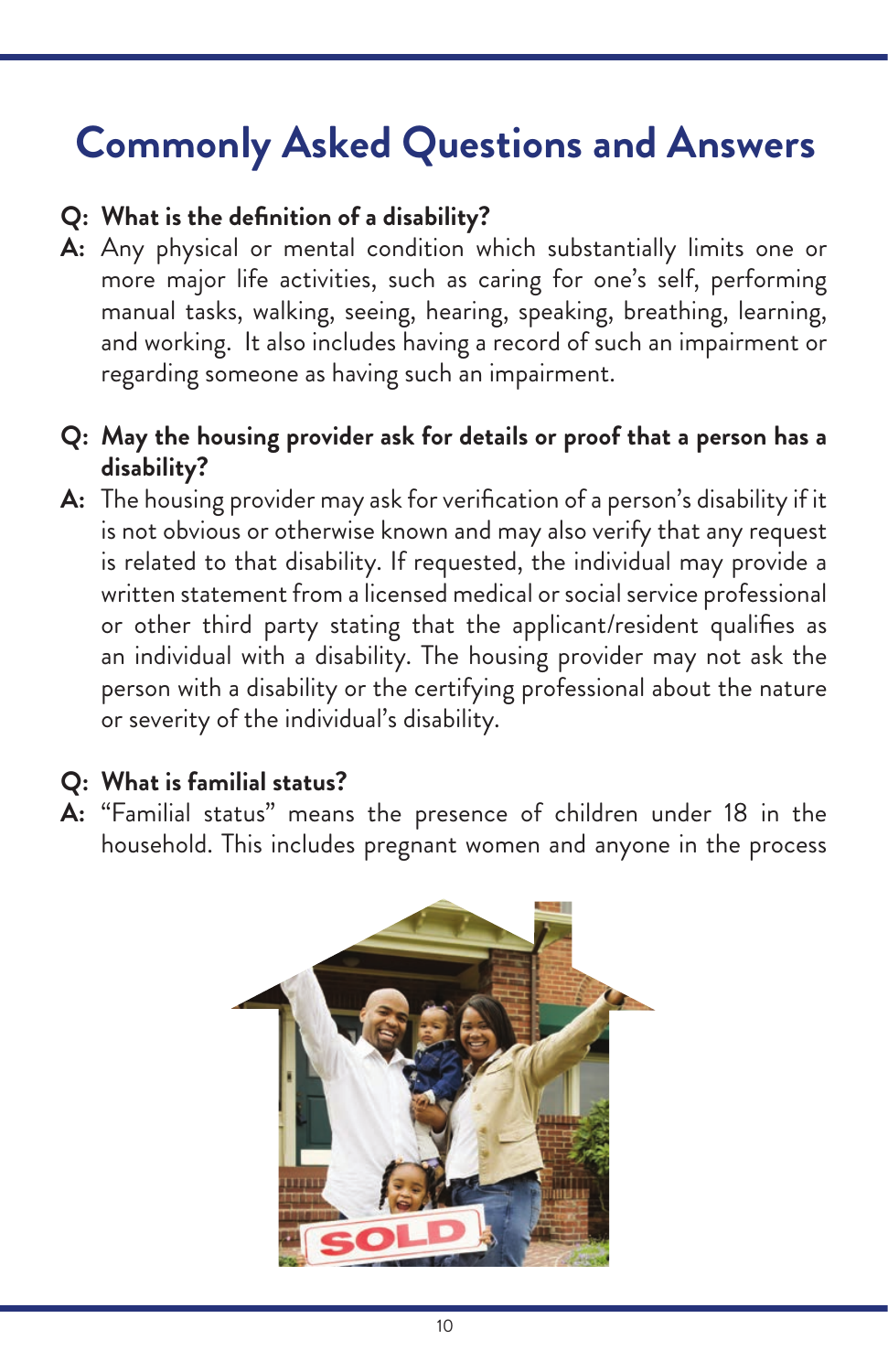# Commonly Asked Questions and Answers

**Q: What is the definition of a disability?**

**A:** Any physical or mental condition which substantially limits one or more major life activities, such as caring for one's self, performing manual tasks, walking, seeing, hearing, speaking, breathing, learning, and working. It also includes having a record of such an impairment or regarding someone as having such an impairment.

**Q: May the housing provider ask for details or proof that a person has a disability?**

**A:** The housing provider may ask for verification of a person's disability if it is not obvious or otherwise known and may also verify that any request is related to that disability. If requested, the individual may provide a written statement from a licensed medical or social service professional or other third party stating that the applicant/resident qualifies as an individual with a disability. The housing provider may not ask the person with a disability or the certifying professional about the nature or severity of the individual's disability.

**Q: What is familial status?**

**A:** "Familial status" means the presence of children under 18 in the household. This includes pregnant women and anyone in the process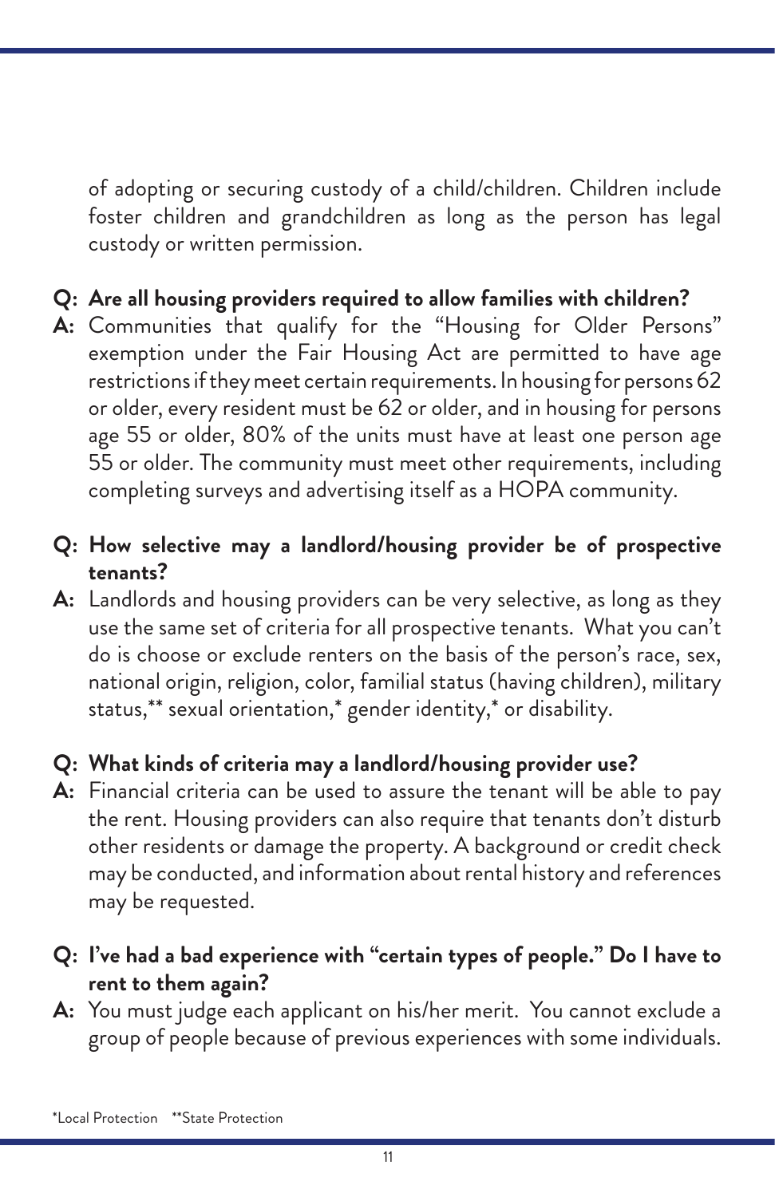of adopting or securing custody of a child/children. Children include foster children and grandchildren as long as the person has legal custody or written permission.

**Q: Are all housing providers required to allow families with children?**

**A:** Communities that qualify for the "Housing for Older Persons" exemption under the Fair Housing Act are permitted to have age restrictions if they meet certain requirements. In housing for persons 62 or older, every resident must be 62 or older, and in housing for persons age 55 or older, 80% of the units must have at least one person age 55 or older. The community must meet other requirements, including completing surveys and advertising itself as a HOPA community.

**Q: How selective may a landlord/housing provider be of prospective tenants?**

**A:** Landlords and housing providers can be very selective, as long as they use the same set of criteria for all prospective tenants. What you can't do is choose or exclude renters on the basis of the person's race, sex, national origin, religion, color, familial status (having children), military status,** sexual orientation,* gender identity,* or disability.

**Q: What kinds of criteria may a landlord/housing provider use?**

**A:** Financial criteria can be used to assure the tenant will be able to pay the rent. Housing providers can also require that tenants don't disturb other residents or damage the property. A background or credit check may be conducted, and information about rental history and references may be requested.

**Q: I've had a bad experience with "certain types of people." Do I have to rent to them again?**

**A:** You must judge each applicant on his/her merit. You cannot exclude a group of people because of previous experiences with some individuals.

*Local Protection **State Protection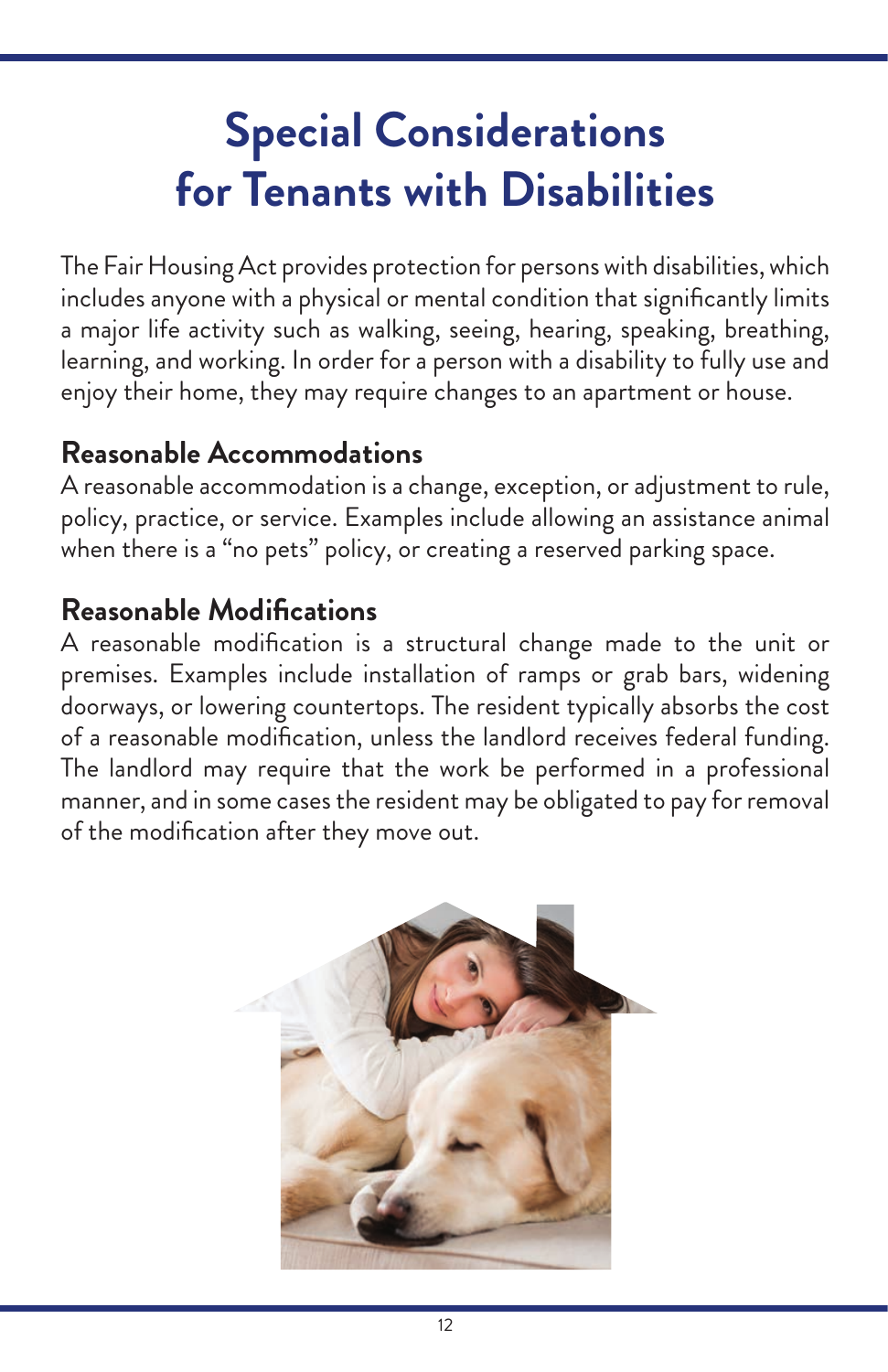# Special Considerations for Tenants with Disabilities

The Fair Housing Act provides protection for persons with disabilities, which includes anyone with a physical or mental condition that significantly limits a major life activity such as walking, seeing, hearing, speaking, breathing, learning, and working. In order for a person with a disability to fully use and enjoy their home, they may require changes to an apartment or house.

## Reasonable Accommodations

A reasonable accommodation is a change, exception, or adjustment to rule, policy, practice, or service. Examples include allowing an assistance animal when there is a "no pets" policy, or creating a reserved parking space.

## Reasonable Modifications

A reasonable modification is a structural change made to the unit or premises. Examples include installation of ramps or grab bars, widening doorways, or lowering countertops. The resident typically absorbs the cost of a reasonable modification, unless the landlord receives federal funding. The landlord may require that the work be performed in a professional manner, and in some cases the resident may be obligated to pay for removal of the modification after they move out.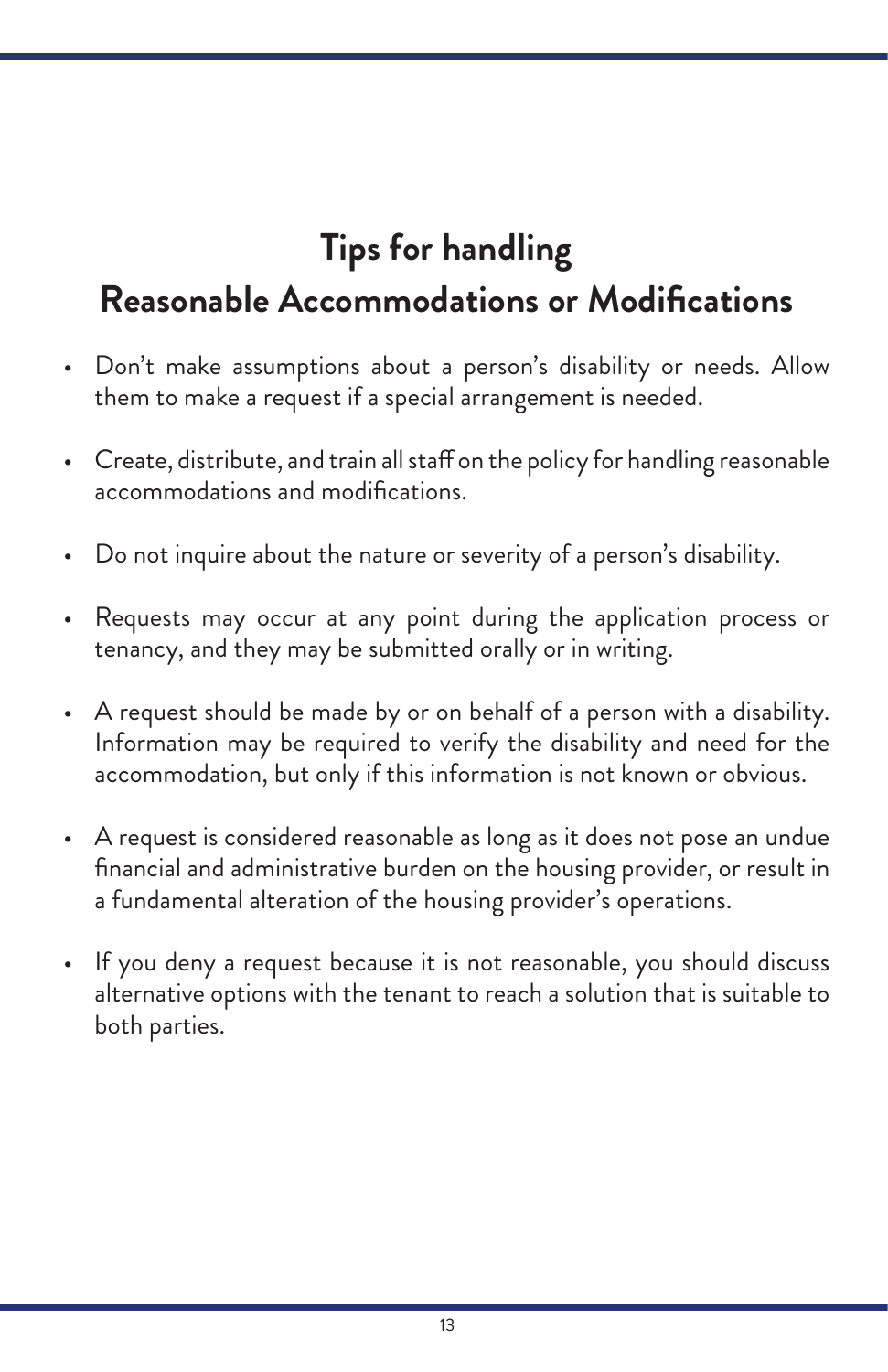# Tips for handling Reasonable Accommodations or Modifications

- Don't make assumptions about a person's disability or needs. Allow them to make a request if a special arrangement is needed.
- Create, distribute, and train all staff on the policy for handling reasonable accommodations and modifications.
- Do not inquire about the nature or severity of a person's disability.
- Requests may occur at any point during the application process or tenancy, and they may be submitted orally or in writing.
- A request should be made by or on behalf of a person with a disability. Information may be required to verify the disability and need for the accommodation, but only if this information is not known or obvious.
- A request is considered reasonable as long as it does not pose an undue financial and administrative burden on the housing provider, or result in a fundamental alteration of the housing provider's operations.
- If you deny a request because it is not reasonable, you should discuss alternative options with the tenant to reach a solution that is suitable to both parties.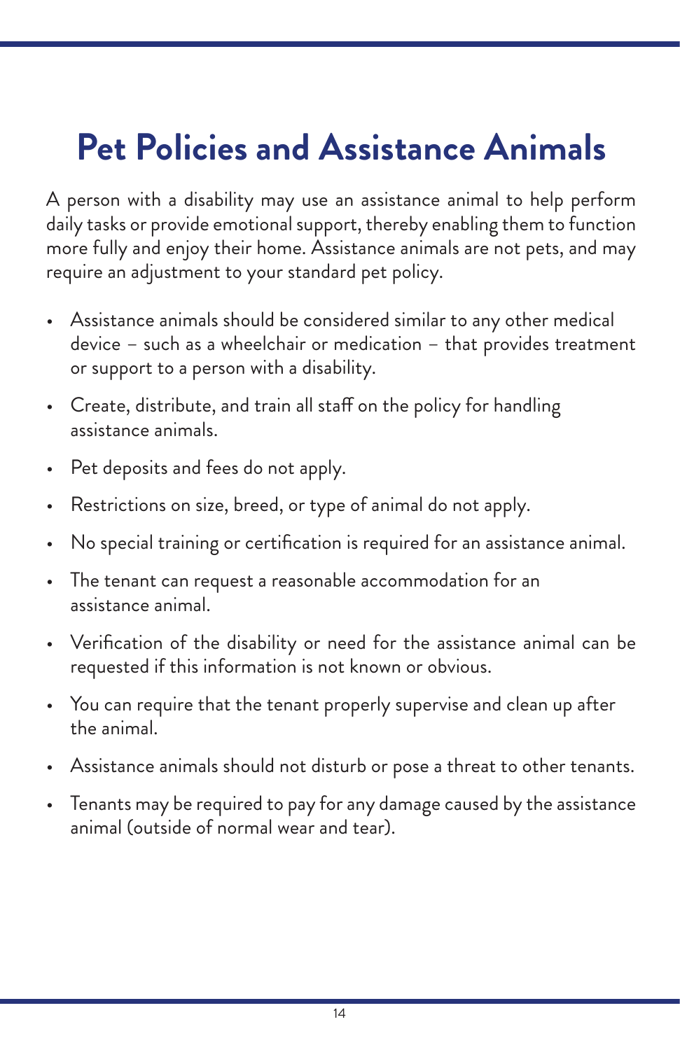# Pet Policies and Assistance Animals

A person with a disability may use an assistance animal to help perform daily tasks or provide emotional support, thereby enabling them to function more fully and enjoy their home. Assistance animals are not pets, and may require an adjustment to your standard pet policy.

- Assistance animals should be considered similar to any other medical device – such as a wheelchair or medication – that provides treatment or support to a person with a disability.
- Create, distribute, and train all staff on the policy for handling assistance animals.
- Pet deposits and fees do not apply.
- Restrictions on size, breed, or type of animal do not apply.
- No special training or certification is required for an assistance animal.
- The tenant can request a reasonable accommodation for an assistance animal.
- Verification of the disability or need for the assistance animal can be requested if this information is not known or obvious.
- You can require that the tenant properly supervise and clean up after the animal.
- Assistance animals should not disturb or pose a threat to other tenants.
- Tenants may be required to pay for any damage caused by the assistance animal (outside of normal wear and tear).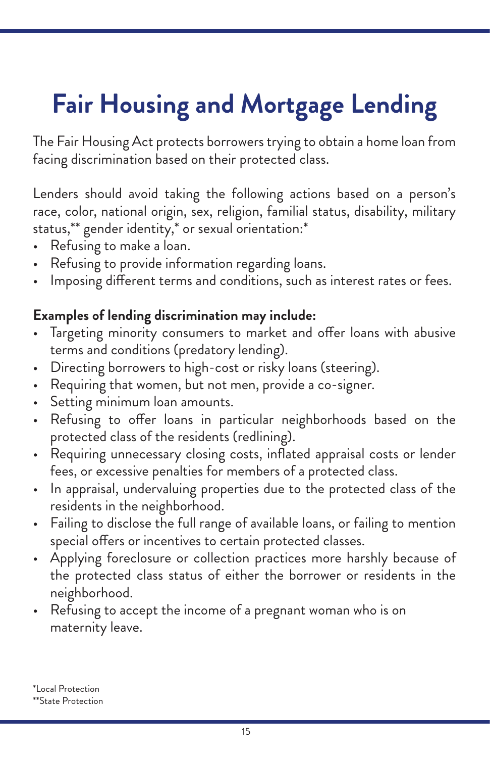# Fair Housing and Mortgage Lending

The Fair Housing Act protects borrowers trying to obtain a home loan from facing discrimination based on their protected class.

Lenders should avoid taking the following actions based on a person's race, color, national origin, sex, religion, familial status, disability, military status,** gender identity,* or sexual orientation:*

- Refusing to make a loan.
- Refusing to provide information regarding loans.
- Imposing different terms and conditions, such as interest rates or fees.

**Examples of lending discrimination may include:**

- Targeting minority consumers to market and offer loans with abusive terms and conditions (predatory lending).
- Directing borrowers to high-cost or risky loans (steering).
- Requiring that women, but not men, provide a co-signer.
- Setting minimum loan amounts.
- Refusing to offer loans in particular neighborhoods based on the protected class of the residents (redlining).
- Requiring unnecessary closing costs, inflated appraisal costs or lender fees, or excessive penalties for members of a protected class.
- In appraisal, undervaluing properties due to the protected class of the residents in the neighborhood.
- Failing to disclose the full range of available loans, or failing to mention special offers or incentives to certain protected classes.
- Applying foreclosure or collection practices more harshly because of the protected class status of either the borrower or residents in the neighborhood.
- Refusing to accept the income of a pregnant woman who is on maternity leave.

*Local Protection
**State Protection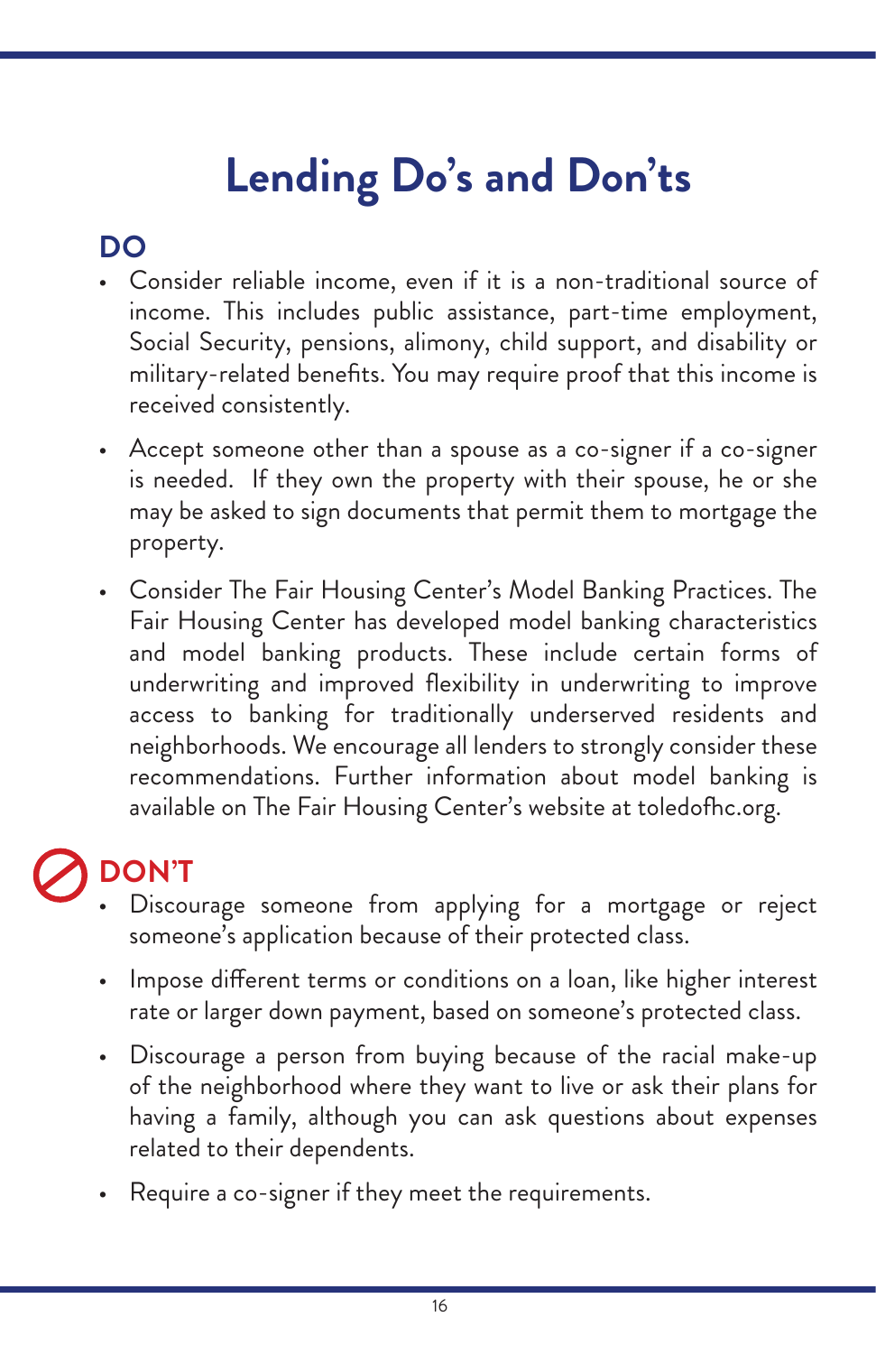# Lending Do's and Don'ts

## DO

- Consider reliable income, even if it is a non-traditional source of income. This includes public assistance, part-time employment, Social Security, pensions, alimony, child support, and disability or military-related benefits. You may require proof that this income is received consistently.
- Accept someone other than a spouse as a co-signer if a co-signer is needed. If they own the property with their spouse, he or she may be asked to sign documents that permit them to mortgage the property.
- Consider The Fair Housing Center's Model Banking Practices. The Fair Housing Center has developed model banking characteristics and model banking products. These include certain forms of underwriting and improved flexibility in underwriting to improve access to banking for traditionally underserved residents and neighborhoods. We encourage all lenders to strongly consider these recommendations. Further information about model banking is available on The Fair Housing Center's website at toledofhc.org.

## DON'T

- Discourage someone from applying for a mortgage or reject someone's application because of their protected class.
- Impose different terms or conditions on a loan, like higher interest rate or larger down payment, based on someone's protected class.
- Discourage a person from buying because of the racial make-up of the neighborhood where they want to live or ask their plans for having a family, although you can ask questions about expenses related to their dependents.
- Require a co-signer if they meet the requirements.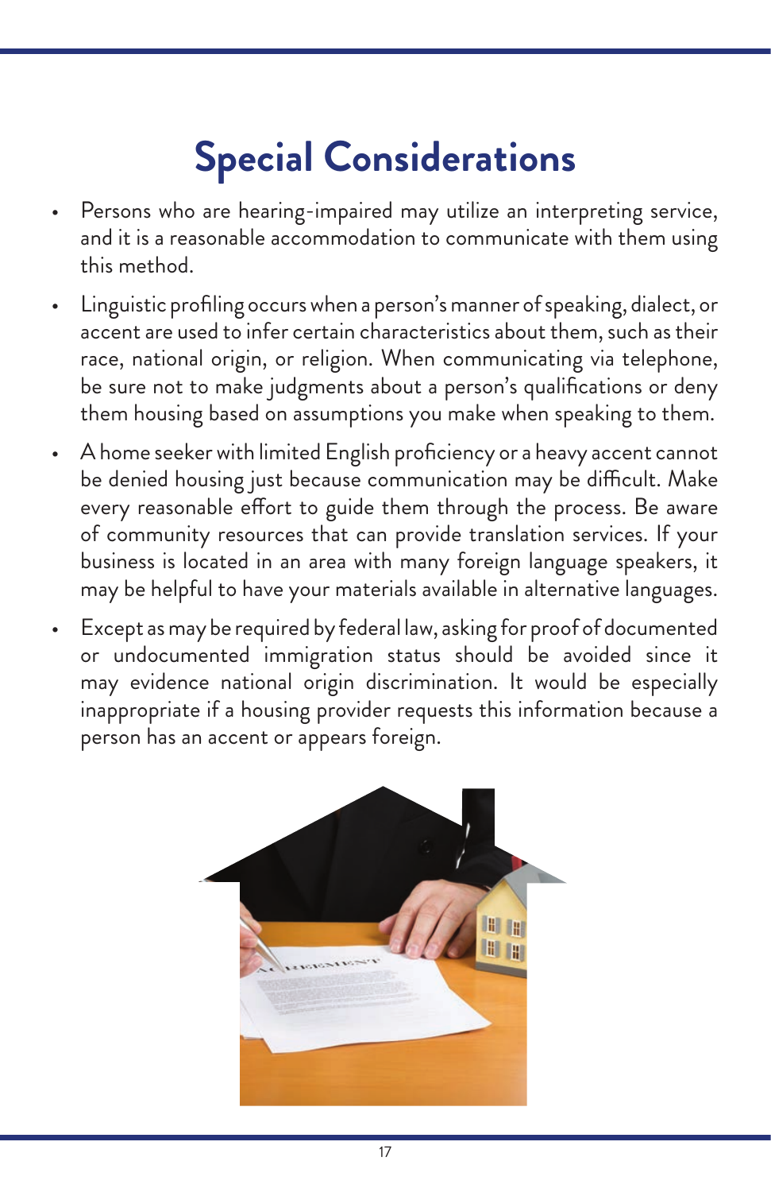# Special Considerations

- Persons who are hearing-impaired may utilize an interpreting service, and it is a reasonable accommodation to communicate with them using this method.
- Linguistic profiling occurs when a person's manner of speaking, dialect, or accent are used to infer certain characteristics about them, such as their race, national origin, or religion. When communicating via telephone, be sure not to make judgments about a person's qualifications or deny them housing based on assumptions you make when speaking to them.
- A home seeker with limited English proficiency or a heavy accent cannot be denied housing just because communication may be difficult. Make every reasonable effort to guide them through the process. Be aware of community resources that can provide translation services. If your business is located in an area with many foreign language speakers, it may be helpful to have your materials available in alternative languages.
- Except as may be required by federal law, asking for proof of documented or undocumented immigration status should be avoided since it may evidence national origin discrimination. It would be especially inappropriate if a housing provider requests this information because a person has an accent or appears foreign.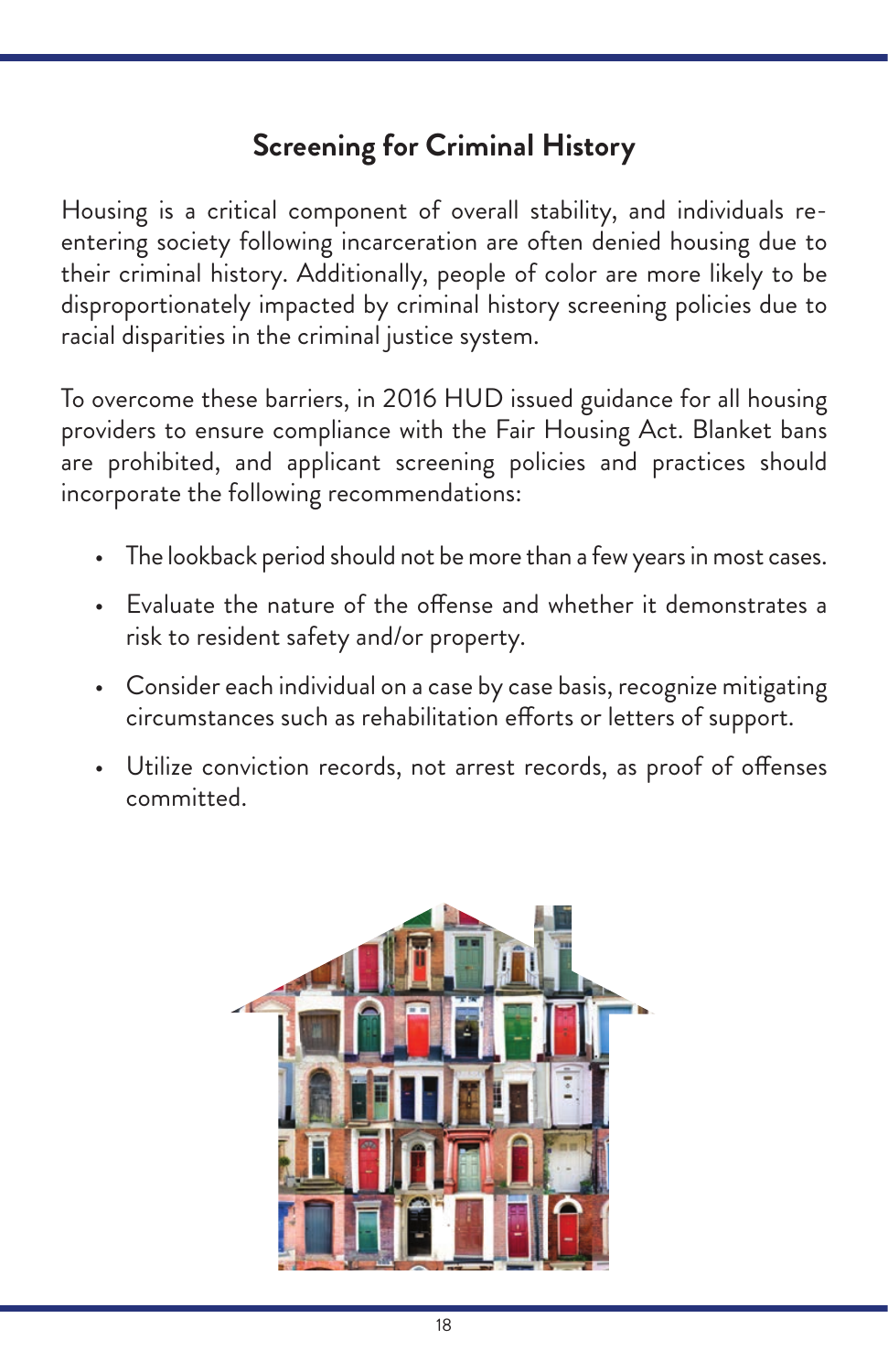## Screening for Criminal History

Housing is a critical component of overall stability, and individuals re-entering society following incarceration are often denied housing due to their criminal history. Additionally, people of color are more likely to be disproportionately impacted by criminal history screening policies due to racial disparities in the criminal justice system.

To overcome these barriers, in 2016 HUD issued guidance for all housing providers to ensure compliance with the Fair Housing Act. Blanket bans are prohibited, and applicant screening policies and practices should incorporate the following recommendations:

- The lookback period should not be more than a few years in most cases.
- Evaluate the nature of the offense and whether it demonstrates a risk to resident safety and/or property.
- Consider each individual on a case by case basis, recognize mitigating circumstances such as rehabilitation efforts or letters of support.
- Utilize conviction records, not arrest records, as proof of offenses committed.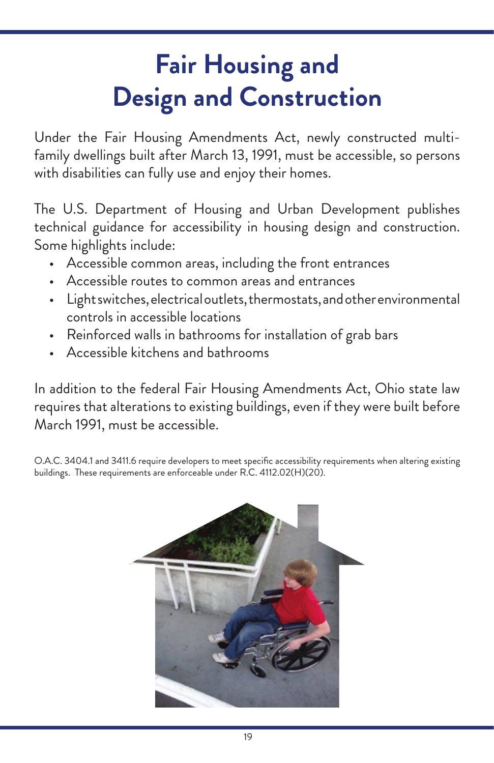# Fair Housing and Design and Construction

Under the Fair Housing Amendments Act, newly constructed multi-family dwellings built after March 13, 1991, must be accessible, so persons with disabilities can fully use and enjoy their homes.

The U.S. Department of Housing and Urban Development publishes technical guidance for accessibility in housing design and construction. Some highlights include:

- Accessible common areas, including the front entrances
- Accessible routes to common areas and entrances
- Light switches, electrical outlets, thermostats, and other environmental controls in accessible locations
- Reinforced walls in bathrooms for installation of grab bars
- Accessible kitchens and bathrooms

In addition to the federal Fair Housing Amendments Act, Ohio state law requires that alterations to existing buildings, even if they were built before March 1991, must be accessible.

O.A.C. 3404.1 and 3411.6 require developers to meet specific accessibility requirements when altering existing buildings. These requirements are enforceable under R.C. 4112.02(H)(20).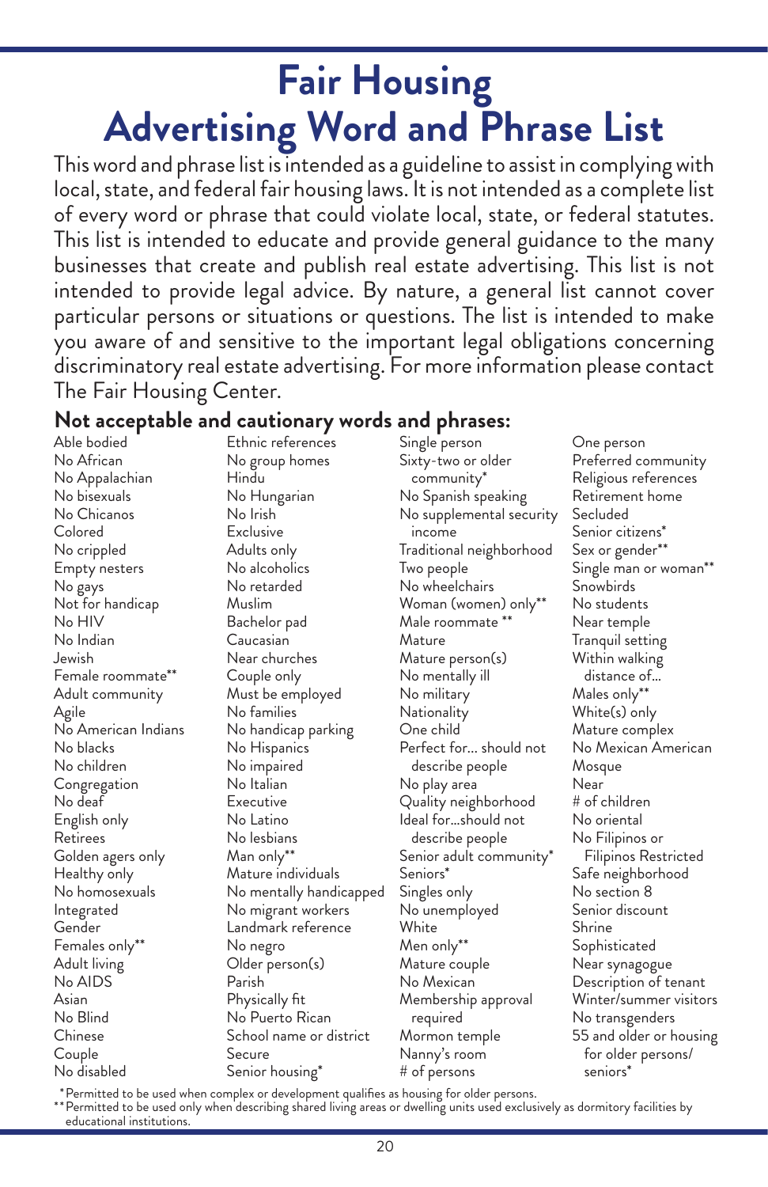# Fair Housing Advertising Word and Phrase List

This word and phrase list is intended as a guideline to assist in complying with local, state, and federal fair housing laws. It is not intended as a complete list of every word or phrase that could violate local, state, or federal statutes. This list is intended to educate and provide general guidance to the many businesses that create and publish real estate advertising. This list is not intended to provide legal advice. By nature, a general list cannot cover particular persons or situations or questions. The list is intended to make you aware of and sensitive to the important legal obligations concerning discriminatory real estate advertising. For more information please contact The Fair Housing Center.

## Not acceptable and cautionary words and phrases:

- Able bodied
- No African
- No Appalachian
- No bisexuals
- No Chicanos
- Colored
- No crippled
- Empty nesters
- No gays
- Not for handicap
- No HIV
- No Indian
- Jewish
- Female roommate**
- Adult community
- Agile
- No American Indians
- No blacks
- No children
- Congregation
- No deaf
- English only
- Retirees
- Golden agers only
- Healthy only
- No homosexuals
- Integrated
- Gender
- Females only**
- Adult living
- No AIDS
- Asian
- No Blind
- Chinese
- Couple
- No disabled
- Ethnic references
- No group homes
- Hindu
- No Hungarian
- No Irish
- Exclusive
- Adults only
- No alcoholics
- No retarded
- Muslim
- Bachelor pad
- Caucasian
- Near churches
- Couple only
- Must be employed
- No families
- No handicap parking
- No Hispanics
- No impaired
- No Italian
- Executive
- No Latino
- No lesbians
- Man only**
- Mature individuals
- No mentally handicapped
- No migrant workers
- Landmark reference
- No negro
- Older person(s)
- Parish
- Physically fit
- No Puerto Rican
- School name or district
- Secure
- Senior housing*
- Single person
- Sixty-two or older community*
- No Spanish speaking
- No supplemental security income
- Traditional neighborhood
- Two people
- No wheelchairs
- Woman (women) only**
- Male roommate **
- Mature
- Mature person(s)
- No mentally ill
- No military
- Nationality
- One child
- Perfect for... should not describe people
- No play area
- Quality neighborhood
- Ideal for...should not describe people
- Senior adult community*
- Seniors*
- Singles only
- No unemployed
- White
- Men only**
- Mature couple
- No Mexican
- Membership approval required
- Mormon temple
- Nanny's room
- # of persons
- One person
- Preferred community
- Religious references
- Retirement home
- Secluded
- Senior citizens*
- Sex or gender**
- Single man or woman**
- Snowbirds
- No students
- Near temple
- Tranquil setting
- Within walking distance of...
- Males only**
- White(s) only
- Mature complex
- No Mexican American
- Mosque
- Near
- # of children
- No oriental
- No Filipinos or Filipinos Restricted
- Safe neighborhood
- No section 8
- Senior discount
- Shrine
- Sophisticated
- Near synagogue
- Description of tenant
- Winter/summer visitors
- No transgenders
- 55 and older or housing for older persons/ seniors*

*Permitted to be used only when complex or development qualifies as housing for older persons.
**Permitted to be used only when describing shared living areas or dwelling units used exclusively as dormitory facilities by educational institutions.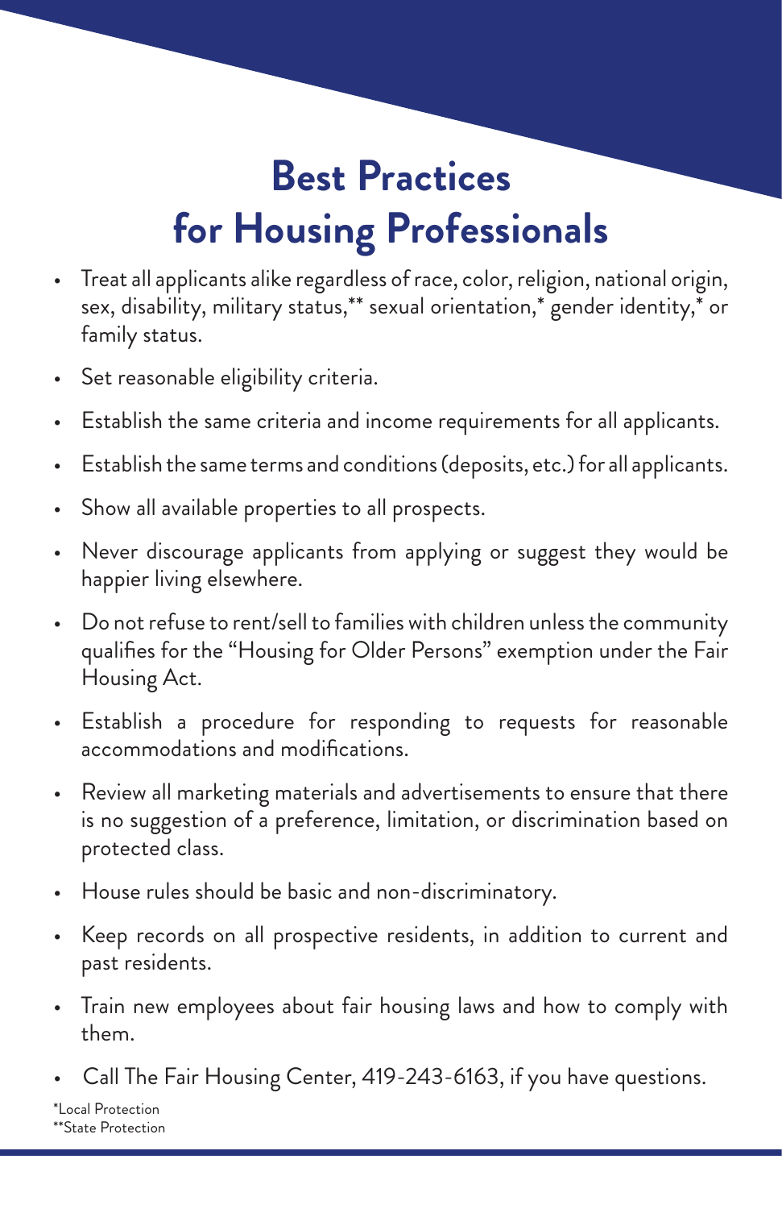# Best Practices for Housing Professionals

- Treat all applicants alike regardless of race, color, religion, national origin, sex, disability, military status,** sexual orientation,* gender identity,* or family status.
- Set reasonable eligibility criteria.
- Establish the same criteria and income requirements for all applicants.
- Establish the same terms and conditions (deposits, etc.) for all applicants.
- Show all available properties to all prospects.
- Never discourage applicants from applying or suggest they would be happier living elsewhere.
- Do not refuse to rent/sell to families with children unless the community qualifies for the "Housing for Older Persons" exemption under the Fair Housing Act.
- Establish a procedure for responding to requests for reasonable accommodations and modifications.
- Review all marketing materials and advertisements to ensure that there is no suggestion of a preference, limitation, or discrimination based on protected class.
- House rules should be basic and non-discriminatory.
- Keep records on all prospective residents, in addition to current and past residents.
- Train new employees about fair housing laws and how to comply with them.
- Call The Fair Housing Center, 419-243-6163, if you have questions.

*Local Protection
**State Protection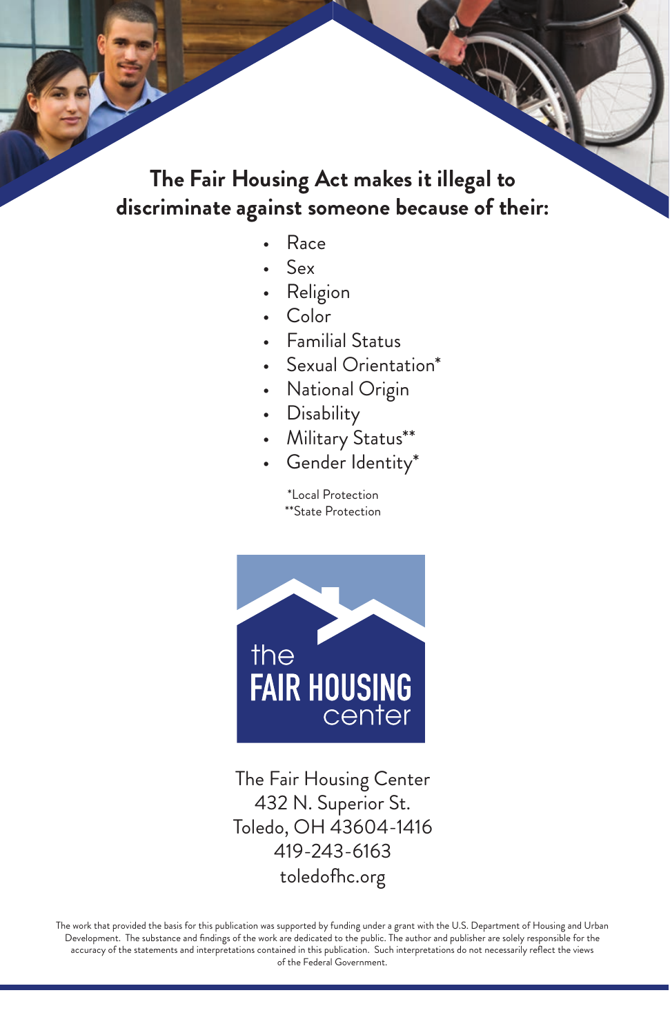## The Fair Housing Act makes it illegal to discriminate against someone because of their:

- Race
- Sex
- Religion
- Color
- Familial Status
- Sexual Orientation*
- National Origin
- Disability
- Military Status**
- Gender Identity*

*Local Protection
**State Protection

the
FAIR HOUSING
center

The Fair Housing Center
432 N. Superior St.
Toledo, OH 43604-1416
419-243-6163
toledofhc.org

The work that provided the basis for this publication was supported by funding under a grant with the U.S. Department of Housing and Urban Development. The substance and findings of the work are dedicated to the public. The author and publisher are solely responsible for the accuracy of the statements and interpretations contained in this publication. Such interpretations do not necessarily reflect the views of the Federal Government.